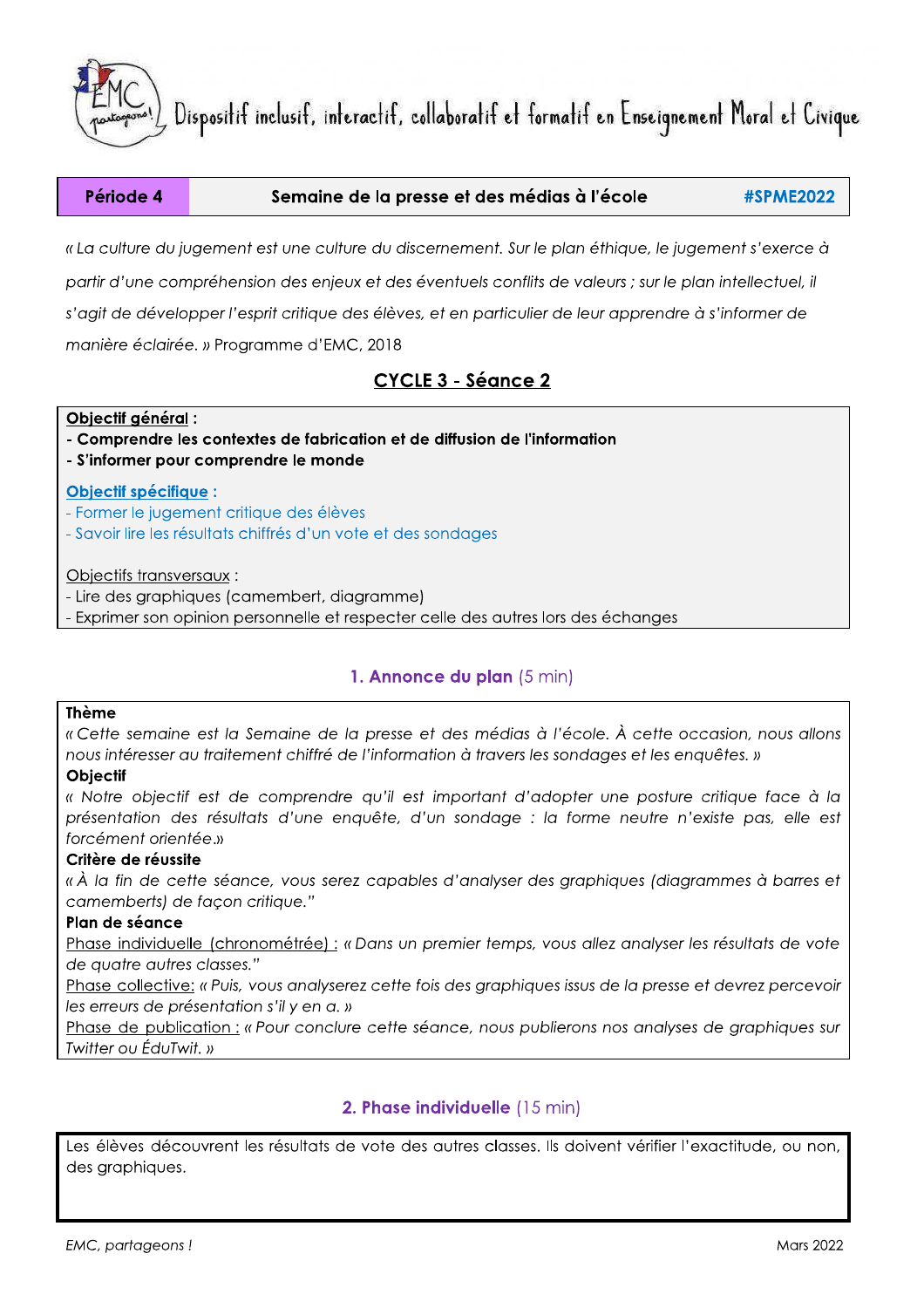Dispositif inclusif, interactif, collaboratif et formatif en Enseignement Moral et Civique

| Période 4 | Semaine de la presse et des médias à l'école | #SPME2022 |
| --- | --- | --- |

*« La culture du jugement est une culture du discernement. Sur le plan éthique, le jugement s'exerce à partir d'une compréhension des enjeux et des éventuels conflits de valeurs ; sur le plan intellectuel, il s'agit de développer l'esprit critique des élèves, et en particulier de leur apprendre à s'informer de manière éclairée. »* Programme d'EMC, 2018

## CYCLE 3 - Séance 2

**Objectif général :**
**- Comprendre les contextes de fabrication et de diffusion de l'information**
**- S'informer pour comprendre le monde**

**Objectif spécifique :**
- Former le jugement critique des élèves
- Savoir lire les résultats chiffrés d'un vote et des sondages

Objectifs transversaux :
- Lire des graphiques (camembert, diagramme)
- Exprimer son opinion personnelle et respecter celle des autres lors des échanges

### 1. Annonce du plan (5 min)

**Thème**
*« Cette semaine est la Semaine de la presse et des médias à l'école. À cette occasion, nous allons nous intéresser au traitement chiffré de l'information à travers les sondages et les enquêtes. »*

**Objectif**
*« Notre objectif est de comprendre qu'il est important d'adopter une posture critique face à la présentation des résultats d'une enquête, d'un sondage : la forme neutre n'existe pas, elle est forcément orientée.»*

**Critère de réussite**
*«À la fin de cette séance, vous serez capables d'analyser des graphiques (diagrammes à barres et camemberts) de façon critique."*

**Plan de séance**
Phase individuelle (chronométrée) : *« Dans un premier temps, vous allez analyser les résultats de vote de quatre autres classes."*
Phase collective: *« Puis, vous analyserez cette fois des graphiques issus de la presse et devrez percevoir les erreurs de présentation s'il y en a. »*
Phase de publication : *« Pour conclure cette séance, nous publierons nos analyses de graphiques sur Twitter ou ÉduTwit. »*

### 2. Phase individuelle (15 min)

Les élèves découvrent les résultats de vote des autres classes. Ils doivent vérifier l'exactitude, ou non, des graphiques.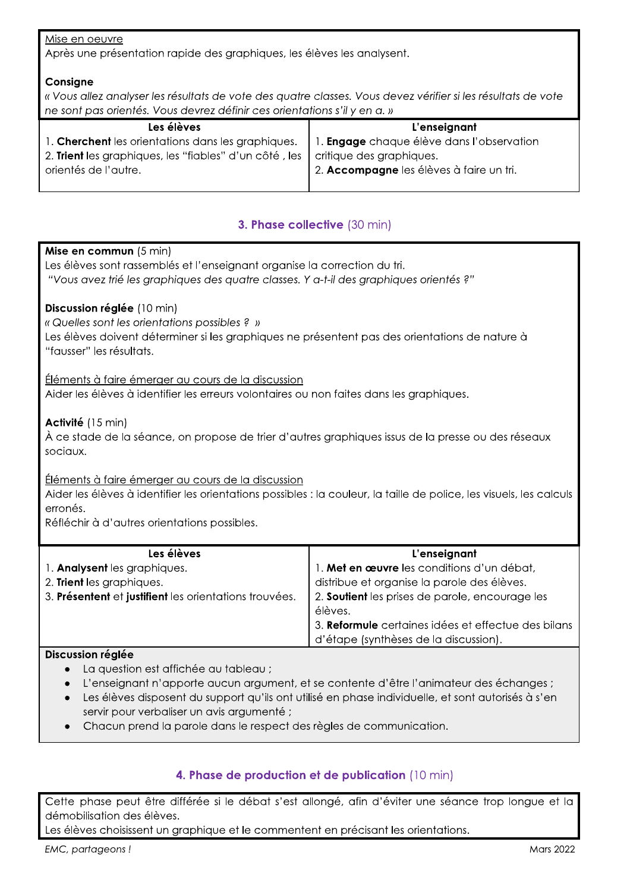<u>Mise en oeuvre</u>
Après une présentation rapide des graphiques, les élèves les analysent.

**Consigne**
*« Vous allez analyser les résultats de vote des quatre classes. Vous devez vérifier si les résultats de vote ne sont pas orientés. Vous devrez définir ces orientations s'il y en a. »*

| Les élèves | L'enseignant |
|---|---|
| 1. **Cherchent** les orientations dans les graphiques.<br>2. **Trient** les graphiques, les "fiables" d'un côté , les orientés de l'autre. | 1. **Engage** chaque élève dans l'observation critique des graphiques.<br>2. **Accompagne** les élèves à faire un tri. |

## 3. Phase collective (30 min)

**Mise en commun** (5 min)
Les élèves sont rassemblés et l'enseignant organise la correction du tri.
*"Vous avez trié les graphiques des quatre classes. Y a-t-il des graphiques orientés ?"*

**Discussion réglée** (10 min)
*« Quelles sont les orientations possibles ? »*
Les élèves doivent déterminer si les graphiques ne présentent pas des orientations de nature à "fausser" les résultats.

<u>Éléments à faire émerger au cours de la discussion</u>
Aider les élèves à identifier les erreurs volontaires ou non faites dans les graphiques.

**Activité** (15 min)
À ce stade de la séance, on propose de trier d'autres graphiques issus de la presse ou des réseaux sociaux.

<u>Éléments à faire émerger au cours de la discussion</u>
Aider les élèves à identifier les orientations possibles : la couleur, la taille de police, les visuels, les calculs erronés.
Réfléchir à d'autres orientations possibles.

| Les élèves | L'enseignant |
|---|---|
| 1. **Analysent** les graphiques.<br>2. **Trient** les graphiques.<br>3. **Présentent** et **justifient** les orientations trouvées. | 1. **Met en œuvre** les conditions d'un débat, distribue et organise la parole des élèves.<br>2. **Soutient** les prises de parole, encourage les élèves.<br>3. **Reformule** certaines idées et effectue des bilans d'étape (synthèses de la discussion). |

**Discussion réglée**

- La question est affichée au tableau ;
- L'enseignant n'apporte aucun argument, et se contente d'être l'animateur des échanges ;
- Les élèves disposent du support qu'ils ont utilisé en phase individuelle, et sont autorisés à s'en servir pour verbaliser un avis argumenté ;
- Chacun prend la parole dans le respect des règles de communication.

## 4. Phase de production et de publication (10 min)

Cette phase peut être différée si le débat s'est allongé, afin d'éviter une séance trop longue et la démobilisation des élèves.
Les élèves choisissent un graphique et le commentent en précisant les orientations.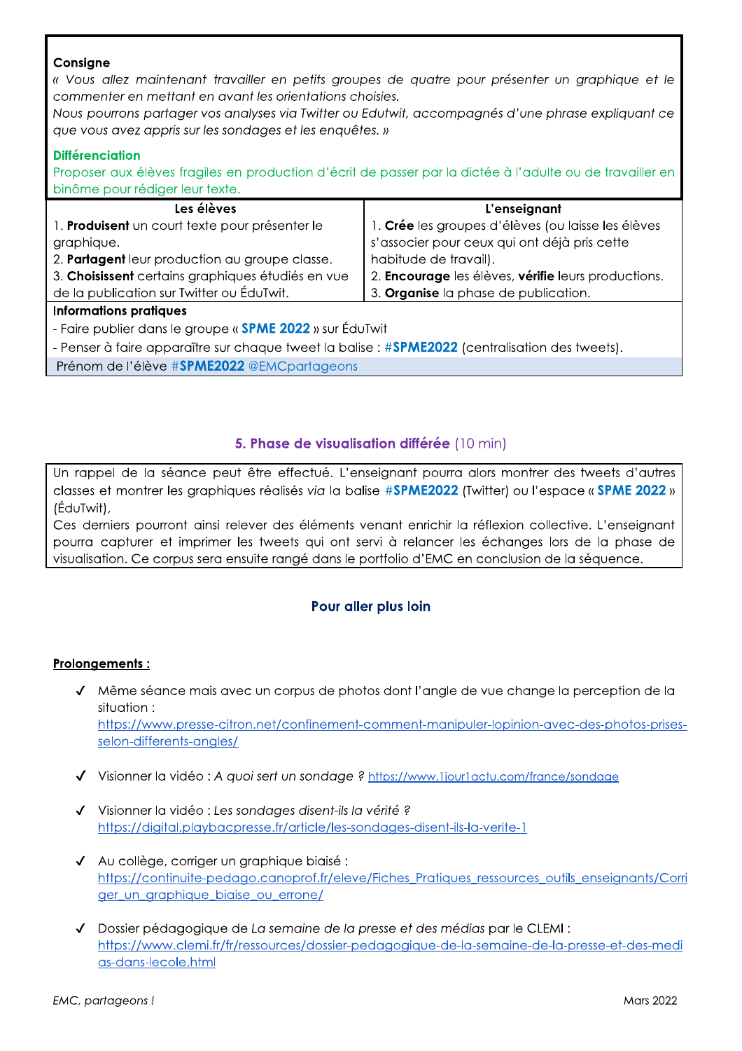**Consigne**

*« Vous allez maintenant travailler en petits groupes de quatre pour présenter un graphique et le commenter en mettant en avant les orientations choisies.*

*Nous pourrons partager vos analyses via Twitter ou Edutwit, accompagnés d'une phrase expliquant ce que vous avez appris sur les sondages et les enquêtes. »*

**Différenciation**

Proposer aux élèves fragiles en production d'écrit de passer par la dictée à l'adulte ou de travailler en binôme pour rédiger leur texte.

| Les élèves | L'enseignant |
|---|---|
| 1. **Produisent** un court texte pour présenter le graphique.<br>2. **Partagent** leur production au groupe classe.<br>3. **Choisissent** certains graphiques étudiés en vue de la publication sur Twitter ou ÉduTwit. | 1. **Crée** les groupes d'élèves (ou laisse les élèves s'associer pour ceux qui ont déjà pris cette habitude de travail).<br>2. **Encourage** les élèves, **vérifie** leurs productions.<br>3. **Organise** la phase de publication. |

**Informations pratiques**

- Faire publier dans le groupe « **SPME 2022** » sur ÉduTwit
- Penser à faire apparaître sur chaque tweet la balise : #**SPME2022** (centralisation des tweets).

Prénom de l'élève #**SPME2022** @EMCpartageons

## 5. Phase de visualisation différée (10 min)

Un rappel de la séance peut être effectué. L'enseignant pourra alors montrer des tweets d'autres classes et montrer les graphiques réalisés *via* la balise #**SPME2022** (Twitter) ou l'espace « **SPME 2022** » (ÉduTwit),

Ces derniers pourront ainsi relever des éléments venant enrichir la réflexion collective. L'enseignant pourra capturer et imprimer les tweets qui ont servi à relancer les échanges lors de la phase de visualisation. Ce corpus sera ensuite rangé dans le portfolio d'EMC en conclusion de la séquence.

## Pour aller plus loin

**Prolongements :**

- ✔ Même séance mais avec un corpus de photos dont l'angle de vue change la perception de la situation : https://www.presse-citron.net/confinement-comment-manipuler-lopinion-avec-des-photos-prises-selon-differents-angles/
- ✔ Visionner la vidéo : *A quoi sert un sondage ?* https://www.1jour1actu.com/france/sondage
- ✔ Visionner la vidéo : *Les sondages disent-ils la vérité ?* https://digital.playbacpresse.fr/article/les-sondages-disent-ils-la-verite-1
- ✔ Au collège, corriger un graphique biaisé : https://continuite-pedago.canoprof.fr/eleve/Fiches_Pratiques_ressources_outils_enseignants/Corriger_un_graphique_biaise_ou_errone/
- ✔ Dossier pédagogique de *La semaine de la presse et des médias* par le CLEMI : https://www.clemi.fr/fr/ressources/dossier-pedagogique-de-la-semaine-de-la-presse-et-des-medias-dans-lecole.html